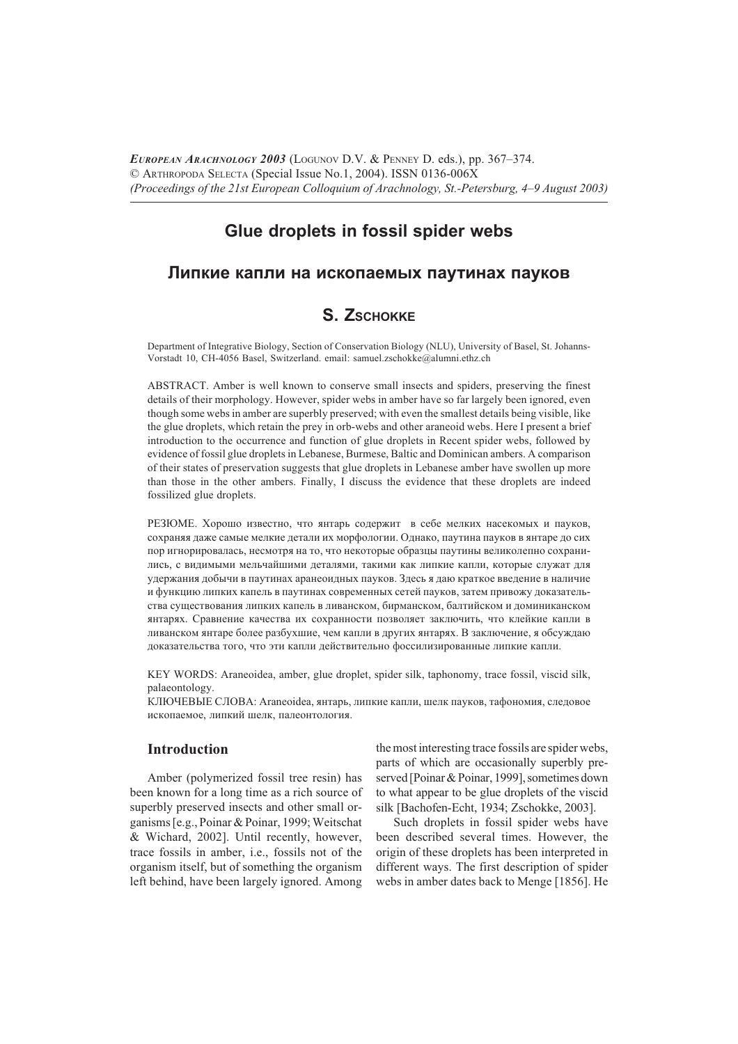*EUROPEAN ARACHNOLOGY 2003* (LOGUNOV D.V. & PENNEY D. eds.), pp. 367–374.
© ARTHROPODA SELECTA (Special Issue No.1, 2004). ISSN 0136-006X
*(Proceedings of the 21st European Colloquium of Arachnology, St.-Petersburg, 4–9 August 2003)*

# Glue droplets in fossil spider webs

# Липкие капли на ископаемых паутинах пауков

## S. ZSCHOKKE

Department of Integrative Biology, Section of Conservation Biology (NLU), University of Basel, St. Johanns-Vorstadt 10, CH-4056 Basel, Switzerland. email: samuel.zschokke@alumni.ethz.ch

ABSTRACT. Amber is well known to conserve small insects and spiders, preserving the finest details of their morphology. However, spider webs in amber have so far largely been ignored, even though some webs in amber are superbly preserved; with even the smallest details being visible, like the glue droplets, which retain the prey in orb-webs and other araneoid webs. Here I present a brief introduction to the occurrence and function of glue droplets in Recent spider webs, followed by evidence of fossil glue droplets in Lebanese, Burmese, Baltic and Dominican ambers. A comparison of their states of preservation suggests that glue droplets in Lebanese amber have swollen up more than those in the other ambers. Finally, I discuss the evidence that these droplets are indeed fossilized glue droplets.

РЕЗЮМЕ. Хорошо известно, что янтарь содержит в себе мелких насекомых и пауков, сохраняя даже самые мелкие детали их морфологии. Однако, паутина пауков в янтаре до сих пор игнорировалась, несмотря на то, что некоторые образцы паутины великолепно сохранились, с видимыми мельчайшими деталями, такими как липкие капли, которые служат для удержания добычи в паутинах аранеоидных пауков. Здесь я даю краткое введение в наличие и функцию липких капель в паутинах современных сетей пауков, затем привожу доказательства существования липких капель в ливанском, бирманском, балтийском и доминиканском янтарях. Сравнение качества их сохранности позволяет заключить, что клейкие капли в ливанском янтаре более разбухшие, чем капли в других янтарях. В заключение, я обсуждаю доказательства того, что эти капли действительно фоссилизированные липкие капли.

KEY WORDS: Araneoidea, amber, glue droplet, spider silk, taphonomy, trace fossil, viscid silk, palaeontology.
КЛЮЧЕВЫЕ СЛОВА: Araneoidea, янтарь, липкие капли, шелк пауков, тафономия, следовое ископаемое, липкий шелк, палеонтология.

## Introduction

Amber (polymerized fossil tree resin) has been known for a long time as a rich source of superbly preserved insects and other small organisms [e.g., Poinar & Poinar, 1999; Weitschat & Wichard, 2002]. Until recently, however, trace fossils in amber, i.e., fossils not of the organism itself, but of something the organism left behind, have been largely ignored. Among the most interesting trace fossils are spider webs, parts of which are occasionally superbly preserved [Poinar & Poinar, 1999], sometimes down to what appear to be glue droplets of the viscid silk [Bachofen-Echt, 1934; Zschokke, 2003].

Such droplets in fossil spider webs have been described several times. However, the origin of these droplets has been interpreted in different ways. The first description of spider webs in amber dates back to Menge [1856]. He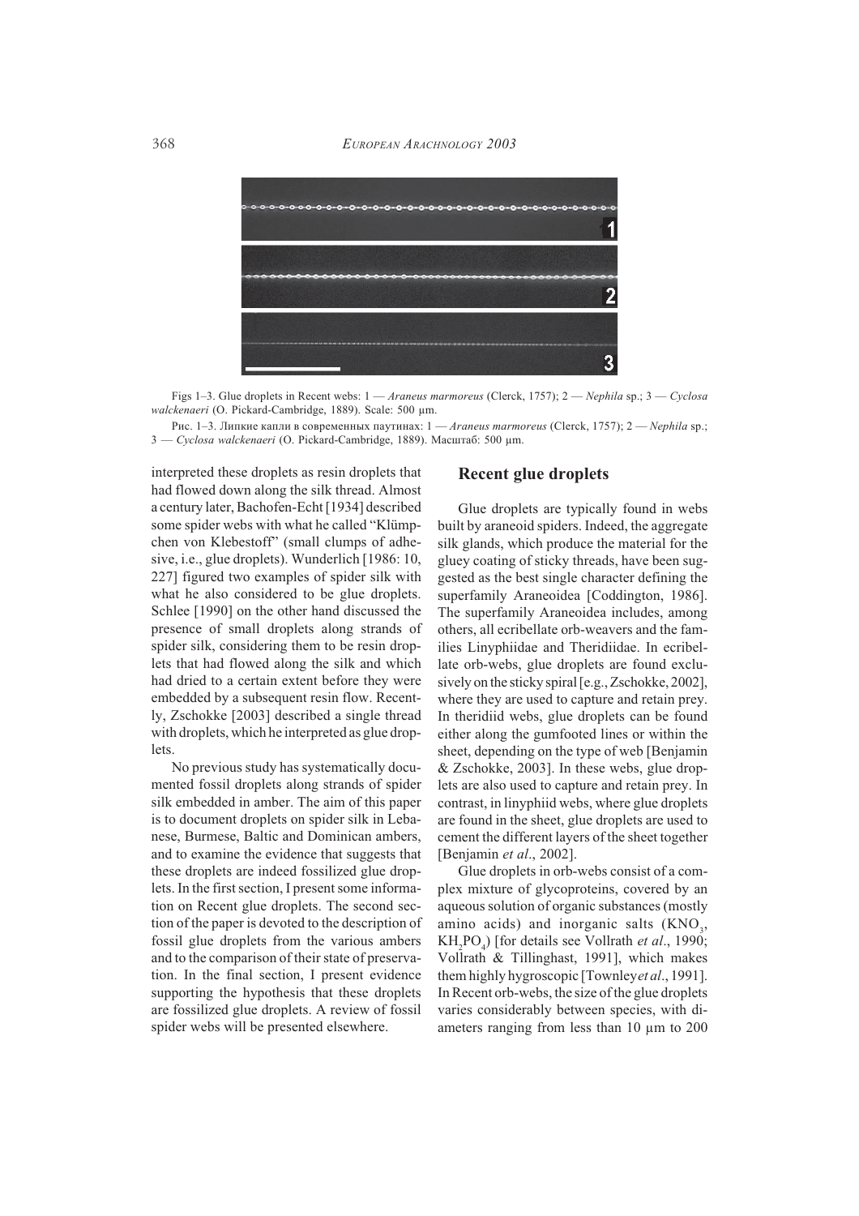Figs 1–3. Glue droplets in Recent webs: 1 — *Araneus marmoreus* (Clerck, 1757); 2 — *Nephila* sp.; 3 — *Cyclosa walckenaeri* (O. Pickard-Cambridge, 1889). Scale: 500 µm.

Рис. 1–3. Липкие капли в современных паутинах: 1 — *Araneus marmoreus* (Clerck, 1757); 2 — *Nephila* sp.; 3 — *Cyclosa walckenaeri* (O. Pickard-Cambridge, 1889). Масштаб: 500 µm.

interpreted these droplets as resin droplets that had flowed down along the silk thread. Almost a century later, Bachofen-Echt [1934] described some spider webs with what he called "Klümpchen von Klebestoff" (small clumps of adhesive, i.e., glue droplets). Wunderlich [1986: 10, 227] figured two examples of spider silk with what he also considered to be glue droplets. Schlee [1990] on the other hand discussed the presence of small droplets along strands of spider silk, considering them to be resin droplets that had flowed along the silk and which had dried to a certain extent before they were embedded by a subsequent resin flow. Recently, Zschokke [2003] described a single thread with droplets, which he interpreted as glue droplets.

No previous study has systematically documented fossil droplets along strands of spider silk embedded in amber. The aim of this paper is to document droplets on spider silk in Lebanese, Burmese, Baltic and Dominican ambers, and to examine the evidence that suggests that these droplets are indeed fossilized glue droplets. In the first section, I present some information on Recent glue droplets. The second section of the paper is devoted to the description of fossil glue droplets from the various ambers and to the comparison of their state of preservation. In the final section, I present evidence supporting the hypothesis that these droplets are fossilized glue droplets. A review of fossil spider webs will be presented elsewhere.

## Recent glue droplets

Glue droplets are typically found in webs built by araneoid spiders. Indeed, the aggregate silk glands, which produce the material for the gluey coating of sticky threads, have been suggested as the best single character defining the superfamily Araneoidea [Coddington, 1986]. The superfamily Araneoidea includes, among others, all ecribellate orb-weavers and the families Linyphiidae and Theridiidae. In ecribellate orb-webs, glue droplets are found exclusively on the sticky spiral [e.g., Zschokke, 2002], where they are used to capture and retain prey. In theridiid webs, glue droplets can be found either along the gumfooted lines or within the sheet, depending on the type of web [Benjamin & Zschokke, 2003]. In these webs, glue droplets are also used to capture and retain prey. In contrast, in linyphiid webs, where glue droplets are found in the sheet, glue droplets are used to cement the different layers of the sheet together [Benjamin *et al*., 2002].

Glue droplets in orb-webs consist of a complex mixture of glycoproteins, covered by an aqueous solution of organic substances (mostly amino acids) and inorganic salts ($KNO_3$, $KH_2PO_4$) [for details see Vollrath *et al*., 1990; Vollrath & Tillinghast, 1991], which makes them highly hygroscopic [Townley *et al*., 1991]. In Recent orb-webs, the size of the glue droplets varies considerably between species, with diameters ranging from less than 10 µm to 200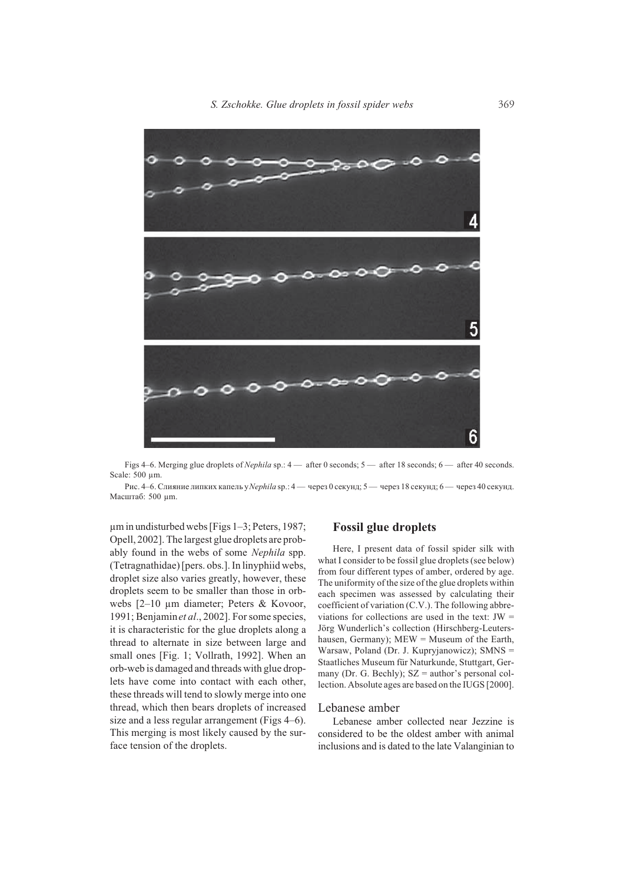Figs 4–6. Merging glue droplets of *Nephila* sp.: 4 — after 0 seconds; 5 — after 18 seconds; 6 — after 40 seconds. Scale: 500 μm.

Рис. 4–6. Слияние липких капель у *Nephila* sp.: 4 — через 0 секунд; 5 — через 18 секунд; 6 — через 40 секунд. Масштаб: 500 μm.

μm in undisturbed webs [Figs 1–3; Peters, 1987; Opell, 2002]. The largest glue droplets are probably found in the webs of some *Nephila* spp. (Tetragnathidae) [pers. obs.]. In linyphiid webs, droplet size also varies greatly, however, these droplets seem to be smaller than those in orb-webs [2–10 μm diameter; Peters & Kovoor, 1991; Benjamin *et al*., 2002]. For some species, it is characteristic for the glue droplets along a thread to alternate in size between large and small ones [Fig. 1; Vollrath, 1992]. When an orb-web is damaged and threads with glue droplets have come into contact with each other, these threads will tend to slowly merge into one thread, which then bears droplets of increased size and a less regular arrangement (Figs 4–6). This merging is most likely caused by the surface tension of the droplets.

## Fossil glue droplets

Here, I present data of fossil spider silk with what I consider to be fossil glue droplets (see below) from four different types of amber, ordered by age. The uniformity of the size of the glue droplets within each specimen was assessed by calculating their coefficient of variation (C.V.). The following abbreviations for collections are used in the text: JW = Jörg Wunderlich's collection (Hirschberg-Leutershausen, Germany); MEW = Museum of the Earth, Warsaw, Poland (Dr. J. Kupryjanowicz); SMNS = Staatliches Museum für Naturkunde, Stuttgart, Germany (Dr. G. Bechly); SZ = author's personal collection. Absolute ages are based on the IUGS [2000].

### Lebanese amber

Lebanese amber collected near Jezzine is considered to be the oldest amber with animal inclusions and is dated to the late Valanginian to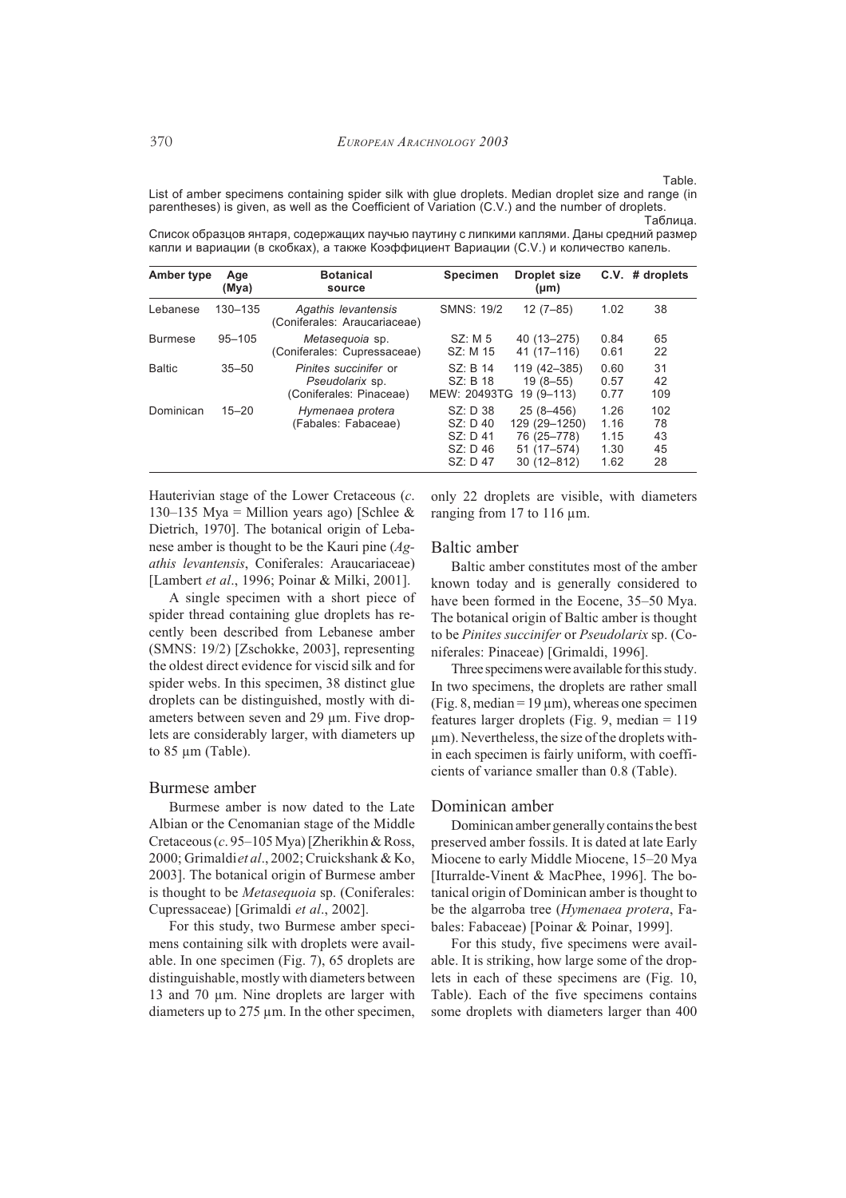Table.

List of amber specimens containing spider silk with glue droplets. Median droplet size and range (in parentheses) is given, as well as the Coefficient of Variation (C.V.) and the number of droplets.

Таблица.

Список образцов янтаря, содержащих паучью паутину с липкими каплями. Даны средний размер капли и вариации (в скобках), а также Коэффициент Вариации (C.V.) и количество капель.

| Amber type | Age (Mya) | Botanical source | Specimen | Droplet size (µm) | C.V. | # droplets |
|---|---|---|---|---|---|---|
| Lebanese | 130–135 | *Agathis levantensis* (Coniferales: Araucariaceae) | SMNS: 19/2 | 12 (7–85) | 1.02 | 38 |
| Burmese | 95–105 | *Metasequoia* sp. (Coniferales: Cupressaceae) | SZ: M 5 | 40 (13–275) | 0.84 | 65 |
| | | | SZ: M 15 | 41 (17–116) | 0.61 | 22 |
| Baltic | 35–50 | *Pinites succinifer* or *Pseudolarix* sp. (Coniferales: Pinaceae) | SZ: B 14 | 119 (42–385) | 0.60 | 31 |
| | | | SZ: B 18 | 19 (8–55) | 0.57 | 42 |
| | | | MEW: 20493TG | 19 (9–113) | 0.77 | 109 |
| Dominican | 15–20 | *Hymenaea protera* (Fabales: Fabaceae) | SZ: D 38 | 25 (8–456) | 1.26 | 102 |
| | | | SZ: D 40 | 129 (29–1250) | 1.16 | 78 |
| | | | SZ: D 41 | 76 (25–778) | 1.15 | 43 |
| | | | SZ: D 46 | 51 (17–574) | 1.30 | 45 |
| | | | SZ: D 47 | 30 (12–812) | 1.62 | 28 |

Hauterivian stage of the Lower Cretaceous (*c.* 130–135 Mya = Million years ago) [Schlee & Dietrich, 1970]. The botanical origin of Lebanese amber is thought to be the Kauri pine (*Agathis levantensis*, Coniferales: Araucariaceae) [Lambert *et al*., 1996; Poinar & Milki, 2001].

A single specimen with a short piece of spider thread containing glue droplets has recently been described from Lebanese amber (SMNS: 19/2) [Zschokke, 2003], representing the oldest direct evidence for viscid silk and for spider webs. In this specimen, 38 distinct glue droplets can be distinguished, mostly with diameters between seven and 29 µm. Five droplets are considerably larger, with diameters up to 85 µm (Table).

## Burmese amber

Burmese amber is now dated to the Late Albian or the Cenomanian stage of the Middle Cretaceous (*c.* 95–105 Mya) [Zherikhin & Ross, 2000; Grimaldi *et al*., 2002; Cruickshank & Ko, 2003]. The botanical origin of Burmese amber is thought to be *Metasequoia* sp. (Coniferales: Cupressaceae) [Grimaldi *et al*., 2002].

For this study, two Burmese amber specimens containing silk with droplets were available. In one specimen (Fig. 7), 65 droplets are distinguishable, mostly with diameters between 13 and 70 µm. Nine droplets are larger with diameters up to 275 µm. In the other specimen, only 22 droplets are visible, with diameters ranging from 17 to 116 µm.

## Baltic amber

Baltic amber constitutes most of the amber known today and is generally considered to have been formed in the Eocene, 35–50 Mya. The botanical origin of Baltic amber is thought to be *Pinites succinifer* or *Pseudolarix* sp. (Coniferales: Pinaceae) [Grimaldi, 1996].

Three specimens were available for this study. In two specimens, the droplets are rather small (Fig. 8, median = 19 µm), whereas one specimen features larger droplets (Fig. 9, median = 119 µm). Nevertheless, the size of the droplets within each specimen is fairly uniform, with coefficients of variance smaller than 0.8 (Table).

## Dominican amber

Dominican amber generally contains the best preserved amber fossils. It is dated at late Early Miocene to early Middle Miocene, 15–20 Mya [Iturralde-Vinent & MacPhee, 1996]. The botanical origin of Dominican amber is thought to be the algarroba tree (*Hymenaea protera*, Fabales: Fabaceae) [Poinar & Poinar, 1999].

For this study, five specimens were available. It is striking, how large some of the droplets in each of these specimens are (Fig. 10, Table). Each of the five specimens contains some droplets with diameters larger than 400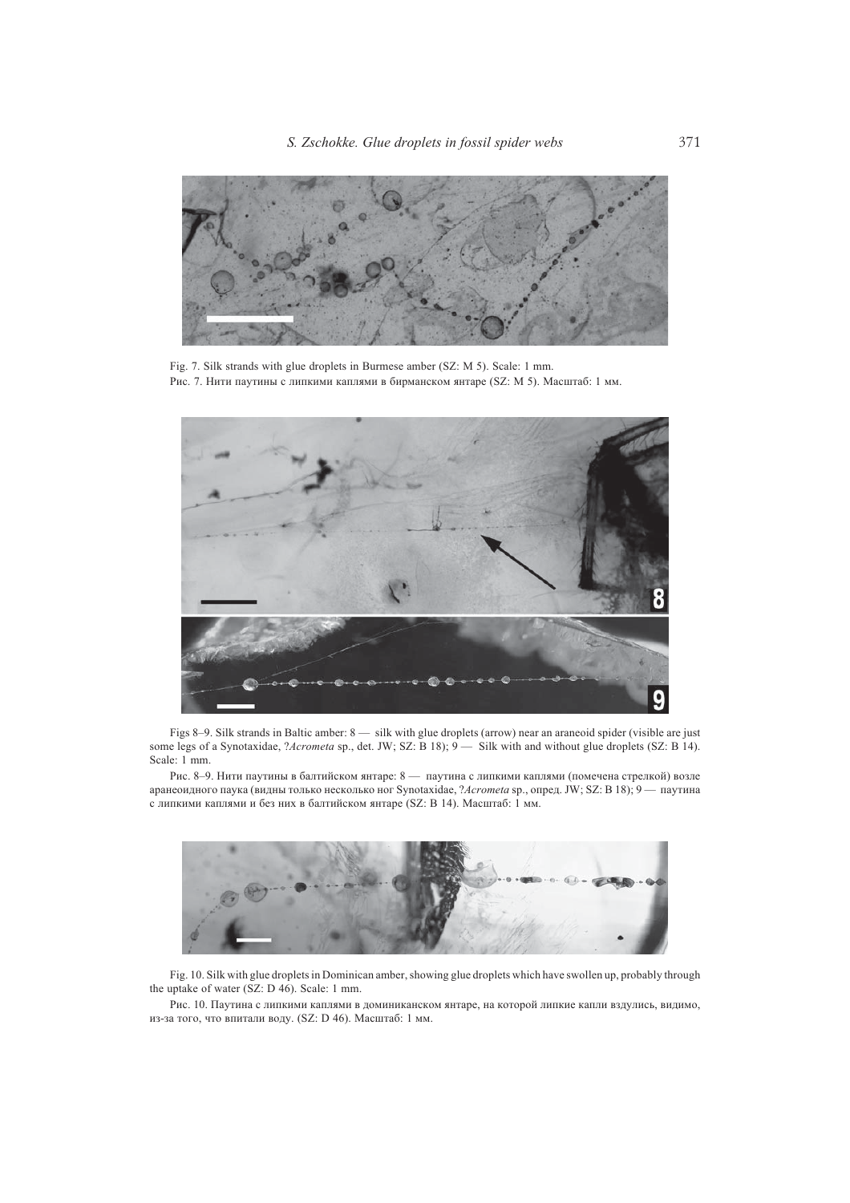Fig. 7. Silk strands with glue droplets in Burmese amber (SZ: M 5). Scale: 1 mm.

Рис. 7. Нити паутины с липкими каплями в бирманском янтаре (SZ: M 5). Масштаб: 1 мм.

Figs 8–9. Silk strands in Baltic amber: 8 — silk with glue droplets (arrow) near an araneoid spider (visible are just some legs of a Synotaxidae, ?*Acrometa* sp., det. JW; SZ: B 18); 9 — Silk with and without glue droplets (SZ: B 14). Scale: 1 mm.

Рис. 8–9. Нити паутины в балтийском янтаре: 8 — паутина с липкими каплями (помечена стрелкой) возле аранеоидного паука (видны только несколько ног Synotaxidae, ?*Acrometa* sp., опред. JW; SZ: B 18); 9 — паутина с липкими каплями и без них в балтийском янтаре (SZ: B 14). Масштаб: 1 мм.

Fig. 10. Silk with glue droplets in Dominican amber, showing glue droplets which have swollen up, probably through the uptake of water (SZ: D 46). Scale: 1 mm.

Рис. 10. Паутина с липкими каплями в доминиканском янтаре, на которой липкие капли вздулись, видимо, из-за того, что впитали воду. (SZ: D 46). Масштаб: 1 мм.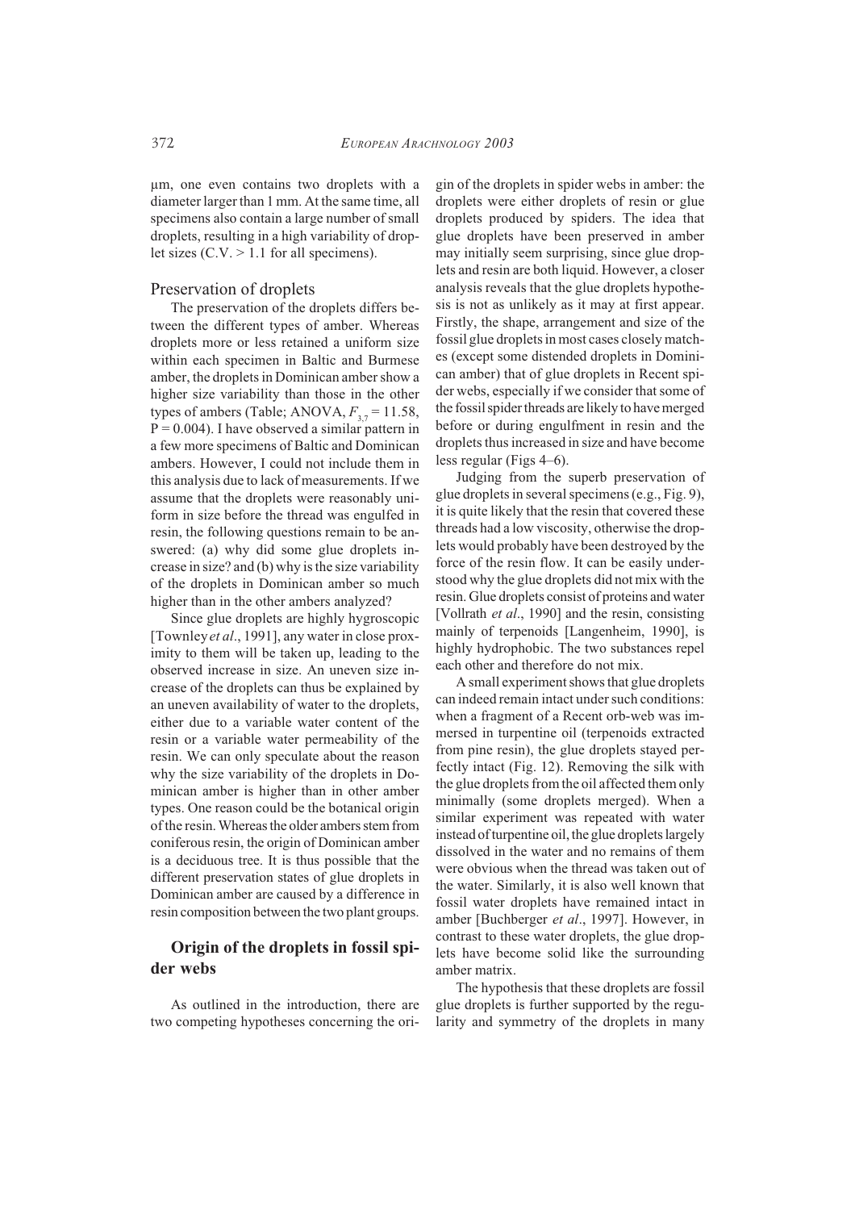µm, one even contains two droplets with a diameter larger than 1 mm. At the same time, all specimens also contain a large number of small droplets, resulting in a high variability of droplet sizes (C.V. > 1.1 for all specimens).

## Preservation of droplets

The preservation of the droplets differs between the different types of amber. Whereas droplets more or less retained a uniform size within each specimen in Baltic and Burmese amber, the droplets in Dominican amber show a higher size variability than those in the other types of ambers (Table; ANOVA, $F_{3,7} = 11.58$, $P = 0.004$). I have observed a similar pattern in a few more specimens of Baltic and Dominican ambers. However, I could not include them in this analysis due to lack of measurements. If we assume that the droplets were reasonably uniform in size before the thread was engulfed in resin, the following questions remain to be answered: (a) why did some glue droplets increase in size? and (b) why is the size variability of the droplets in Dominican amber so much higher than in the other ambers analyzed?

Since glue droplets are highly hygroscopic [Townley *et al*., 1991], any water in close proximity to them will be taken up, leading to the observed increase in size. An uneven size increase of the droplets can thus be explained by an uneven availability of water to the droplets, either due to a variable water content of the resin or a variable water permeability of the resin. We can only speculate about the reason why the size variability of the droplets in Dominican amber is higher than in other amber types. One reason could be the botanical origin of the resin. Whereas the older ambers stem from coniferous resin, the origin of Dominican amber is a deciduous tree. It is thus possible that the different preservation states of glue droplets in Dominican amber are caused by a difference in resin composition between the two plant groups.

# Origin of the droplets in fossil spider webs

As outlined in the introduction, there are two competing hypotheses concerning the origin of the droplets in spider webs in amber: the droplets were either droplets of resin or glue droplets produced by spiders. The idea that glue droplets have been preserved in amber may initially seem surprising, since glue droplets and resin are both liquid. However, a closer analysis reveals that the glue droplets hypothesis is not as unlikely as it may at first appear. Firstly, the shape, arrangement and size of the fossil glue droplets in most cases closely matches (except some distended droplets in Dominican amber) that of glue droplets in Recent spider webs, especially if we consider that some of the fossil spider threads are likely to have merged before or during engulfment in resin and the droplets thus increased in size and have become less regular (Figs 4–6).

Judging from the superb preservation of glue droplets in several specimens (e.g., Fig. 9), it is quite likely that the resin that covered these threads had a low viscosity, otherwise the droplets would probably have been destroyed by the force of the resin flow. It can be easily understood why the glue droplets did not mix with the resin. Glue droplets consist of proteins and water [Vollrath *et al*., 1990] and the resin, consisting mainly of terpenoids [Langenheim, 1990], is highly hydrophobic. The two substances repel each other and therefore do not mix.

A small experiment shows that glue droplets can indeed remain intact under such conditions: when a fragment of a Recent orb-web was immersed in turpentine oil (terpenoids extracted from pine resin), the glue droplets stayed perfectly intact (Fig. 12). Removing the silk with the glue droplets from the oil affected them only minimally (some droplets merged). When a similar experiment was repeated with water instead of turpentine oil, the glue droplets largely dissolved in the water and no remains of them were obvious when the thread was taken out of the water. Similarly, it is also well known that fossil water droplets have remained intact in amber [Buchberger *et al*., 1997]. However, in contrast to these water droplets, the glue droplets have become solid like the surrounding amber matrix.

The hypothesis that these droplets are fossil glue droplets is further supported by the regularity and symmetry of the droplets in many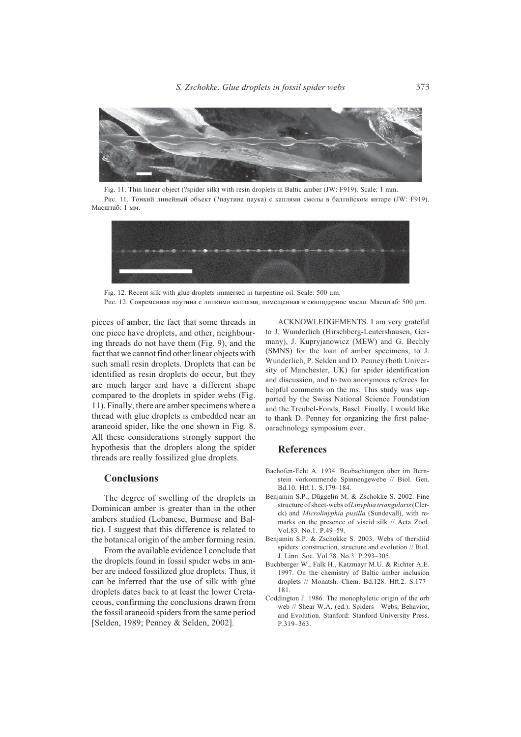Fig. 11. Thin linear object (?spider silk) with resin droplets in Baltic amber (JW: F919). Scale: 1 mm.

Рис. 11. Тонкий линейный объект (?паутина паука) с каплями смолы в балтийском янтаре (JW: F919). Масштаб: 1 мм.

Fig. 12. Recent silk with glue droplets immersed in turpentine oil. Scale: 500 µm.

Рис. 12. Современная паутина с липкими каплями, помещенная в скипидарное масло. Масштаб: 500 µm.

pieces of amber, the fact that some threads in one piece have droplets, and other, neighbouring threads do not have them (Fig. 9), and the fact that we cannot find other linear objects with such small resin droplets. Droplets that can be identified as resin droplets do occur, but they are much larger and have a different shape compared to the droplets in spider webs (Fig. 11). Finally, there are amber specimens where a thread with glue droplets is embedded near an araneoid spider, like the one shown in Fig. 8. All these considerations strongly support the hypothesis that the droplets along the spider threads are really fossilized glue droplets.

## Conclusions

The degree of swelling of the droplets in Dominican amber is greater than in the other ambers studied (Lebanese, Burmese and Baltic). I suggest that this difference is related to the botanical origin of the amber forming resin.

From the available evidence I conclude that the droplets found in fossil spider webs in amber are indeed fossilized glue droplets. Thus, it can be inferred that the use of silk with glue droplets dates back to at least the lower Cretaceous, confirming the conclusions drawn from the fossil araneoid spiders from the same period [Selden, 1989; Penney & Selden, 2002].

ACKNOWLEDGEMENTS. I am very grateful to J. Wunderlich (Hirschberg-Leutershausen, Germany), J. Kupryjanowicz (MEW) and G. Bechly (SMNS) for the loan of amber specimens, to J. Wunderlich, P. Selden and D. Penney (both University of Manchester, UK) for spider identification and discussion, and to two anonymous referees for helpful comments on the ms. This study was supported by the Swiss National Science Foundation and the Treubel-Fonds, Basel. Finally, I would like to thank D. Penney for organizing the first palaeoarachnology symposium ever.

## References

Bachofen-Echt A. 1934. Beobachtungen über im Bernstein vorkommende Spinnengewebe // Biol. Gen. Bd.10. Hft.1. S.179–184.

Benjamin S.P., Düggelin M. & Zschokke S. 2002. Fine structure of sheet-webs of *Linyphia triangularis* (Clerck) and *Microlinyphia pusilla* (Sundevall), with remarks on the presence of viscid silk // Acta Zool. Vol.83. No.1. P.49–59.

Benjamin S.P. & Zschokke S. 2003. Webs of theridiid spiders: construction, structure and evolution // Biol. J. Linn. Soc. Vol.78. No.3. P.293–305.

Buchberger W., Falk H., Katzmayr M.U. & Richter A.E. 1997. On the chemistry of Baltic amber inclusion droplets // Monatsh. Chem. Bd.128. Hft.2. S.177–181.

Coddington J. 1986. The monophyletic origin of the orb web // Shear W.A. (ed.). Spiders—Webs, Behavior, and Evolution. Stanford: Stanford University Press. P.319–363.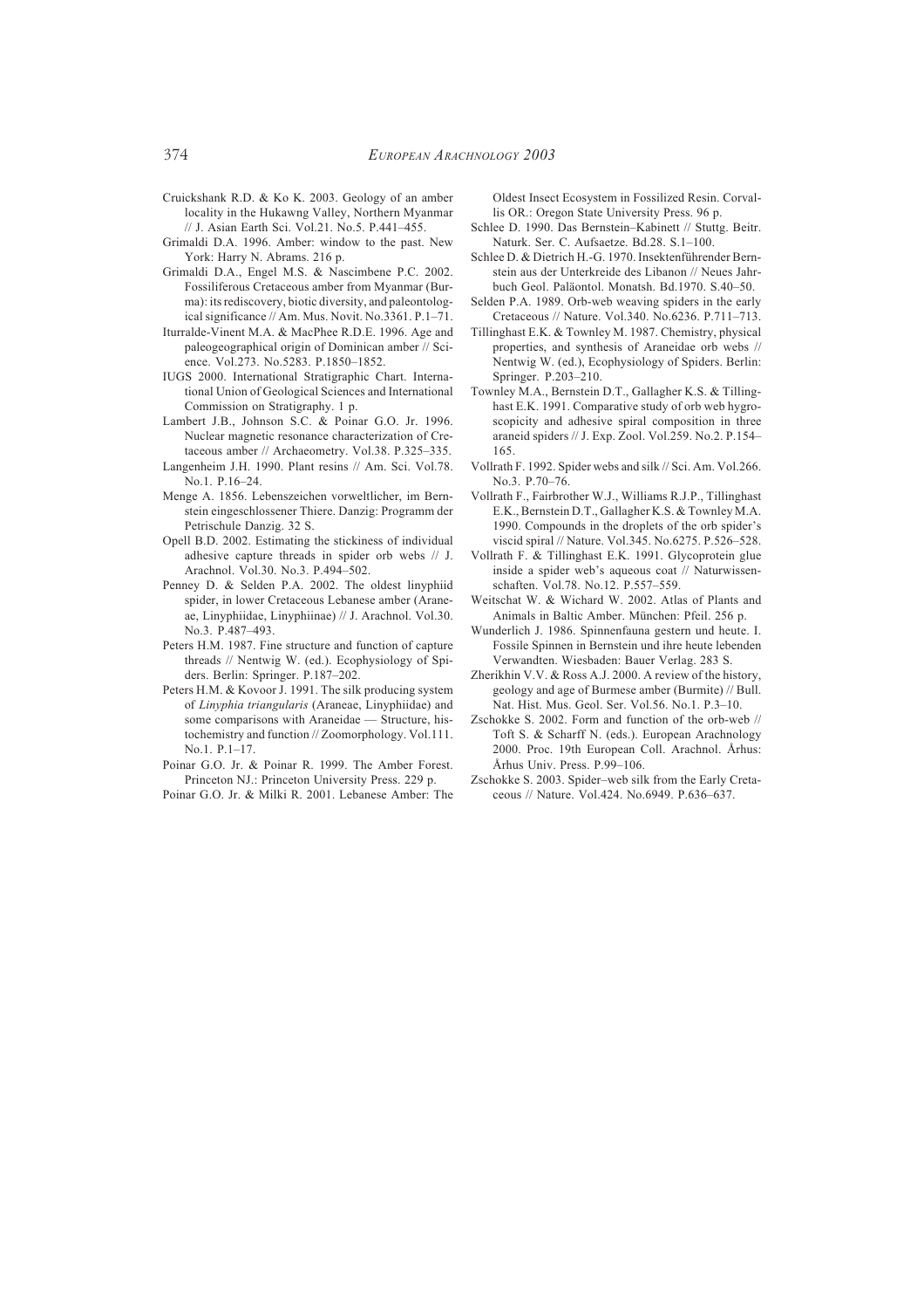Cruickshank R.D. & Ko K. 2003. Geology of an amber locality in the Hukawng Valley, Northern Myanmar // J. Asian Earth Sci. Vol.21. No.5. P.441–455.

Grimaldi D.A. 1996. Amber: window to the past. New York: Harry N. Abrams. 216 p.

Grimaldi D.A., Engel M.S. & Nascimbene P.C. 2002. Fossiliferous Cretaceous amber from Myanmar (Burma): its rediscovery, biotic diversity, and paleontological significance // Am. Mus. Novit. No.3361. P.1–71.

Iturralde-Vinent M.A. & MacPhee R.D.E. 1996. Age and paleogeographical origin of Dominican amber // Science. Vol.273. No.5283. P.1850–1852.

IUGS 2000. International Stratigraphic Chart. International Union of Geological Sciences and International Commission on Stratigraphy. 1 p.

Lambert J.B., Johnson S.C. & Poinar G.O. Jr. 1996. Nuclear magnetic resonance characterization of Cretaceous amber // Archaeometry. Vol.38. P.325–335.

Langenheim J.H. 1990. Plant resins // Am. Sci. Vol.78. No.1. P.16–24.

Menge A. 1856. Lebenszeichen vorweltlicher, im Bernstein eingeschlossener Thiere. Danzig: Programm der Petrischule Danzig. 32 S.

Opell B.D. 2002. Estimating the stickiness of individual adhesive capture threads in spider orb webs // J. Arachnol. Vol.30. No.3. P.494–502.

Penney D. & Selden P.A. 2002. The oldest linyphiid spider, in lower Cretaceous Lebanese amber (Araneae, Linyphiidae, Linyphiinae) // J. Arachnol. Vol.30. No.3. P.487–493.

Peters H.M. 1987. Fine structure and function of capture threads // Nentwig W. (ed.). Ecophysiology of Spiders. Berlin: Springer. P.187–202.

Peters H.M. & Kovoor J. 1991. The silk producing system of *Linyphia triangularis* (Araneae, Linyphiidae) and some comparisons with Araneidae — Structure, histochemistry and function // Zoomorphology. Vol.111. No.1. P.1–17.

Poinar G.O. Jr. & Poinar R. 1999. The Amber Forest. Princeton NJ.: Princeton University Press. 229 p.

Poinar G.O. Jr. & Milki R. 2001. Lebanese Amber: The Oldest Insect Ecosystem in Fossilized Resin. Corvallis OR.: Oregon State University Press. 96 p.

Schlee D. 1990. Das Bernstein–Kabinett // Stuttg. Beitr. Naturk. Ser. C. Aufsaetze. Bd.28. S.1–100.

Schlee D. & Dietrich H.-G. 1970. Insektenführender Bernstein aus der Unterkreide des Libanon // Neues Jahrbuch Geol. Paläontol. Monatsh. Bd.1970. S.40–50.

Selden P.A. 1989. Orb-web weaving spiders in the early Cretaceous // Nature. Vol.340. No.6236. P.711–713.

Tillinghast E.K. & Townley M. 1987. Chemistry, physical properties, and synthesis of Araneidae orb webs // Nentwig W. (ed.), Ecophysiology of Spiders. Berlin: Springer. P.203–210.

Townley M.A., Bernstein D.T., Gallagher K.S. & Tillinghast E.K. 1991. Comparative study of orb web hygroscopicity and adhesive spiral composition in three araneid spiders // J. Exp. Zool. Vol.259. No.2. P.154–165.

Vollrath F. 1992. Spider webs and silk // Sci. Am. Vol.266. No.3. P.70–76.

Vollrath F., Fairbrother W.J., Williams R.J.P., Tillinghast E.K., Bernstein D.T., Gallagher K.S. & Townley M.A. 1990. Compounds in the droplets of the orb spider's viscid spiral // Nature. Vol.345. No.6275. P.526–528.

Vollrath F. & Tillinghast E.K. 1991. Glycoprotein glue inside a spider web's aqueous coat // Naturwissenschaften. Vol.78. No.12. P.557–559.

Weitschat W. & Wichard W. 2002. Atlas of Plants and Animals in Baltic Amber. München: Pfeil. 256 p.

Wunderlich J. 1986. Spinnenfauna gestern und heute. I. Fossile Spinnen in Bernstein und ihre heute lebenden Verwandten. Wiesbaden: Bauer Verlag. 283 S.

Zherikhin V.V. & Ross A.J. 2000. A review of the history, geology and age of Burmese amber (Burmite) // Bull. Nat. Hist. Mus. Geol. Ser. Vol.56. No.1. P.3–10.

Zschokke S. 2002. Form and function of the orb-web // Toft S. & Scharff N. (eds.). European Arachnology 2000. Proc. 19th European Coll. Arachnol. Århus: Århus Univ. Press. P.99–106.

Zschokke S. 2003. Spider–web silk from the Early Cretaceous // Nature. Vol.424. No.6949. P.636–637.